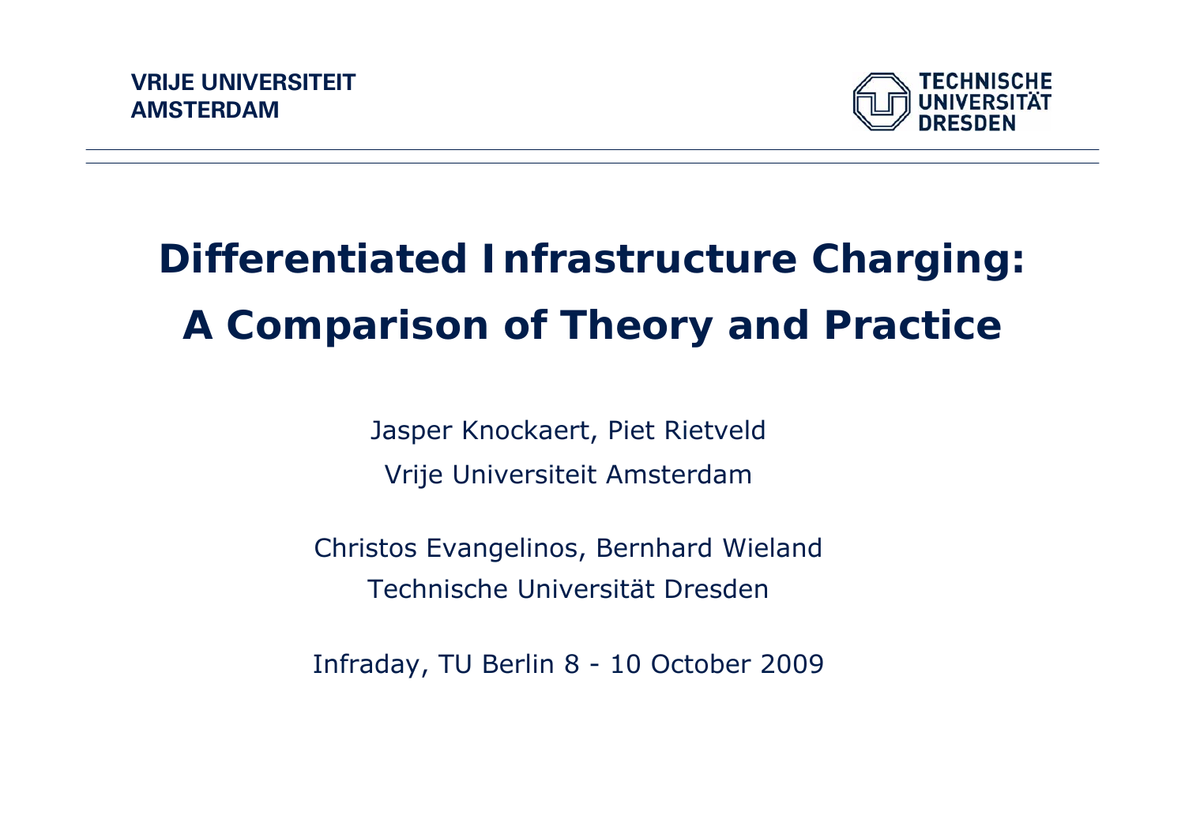VRIJE UNIVERSITEIT AMSTERDAM

TECHNISCHE UNIVERSITÄT DRESDEN

# Differentiated Infrastructure Charging: A Comparison of Theory and Practice

Jasper Knockaert, Piet Rietveld

Vrije Universiteit Amsterdam

Christos Evangelinos, Bernhard Wieland

Technische Universität Dresden

Infraday, TU Berlin 8 - 10 October 2009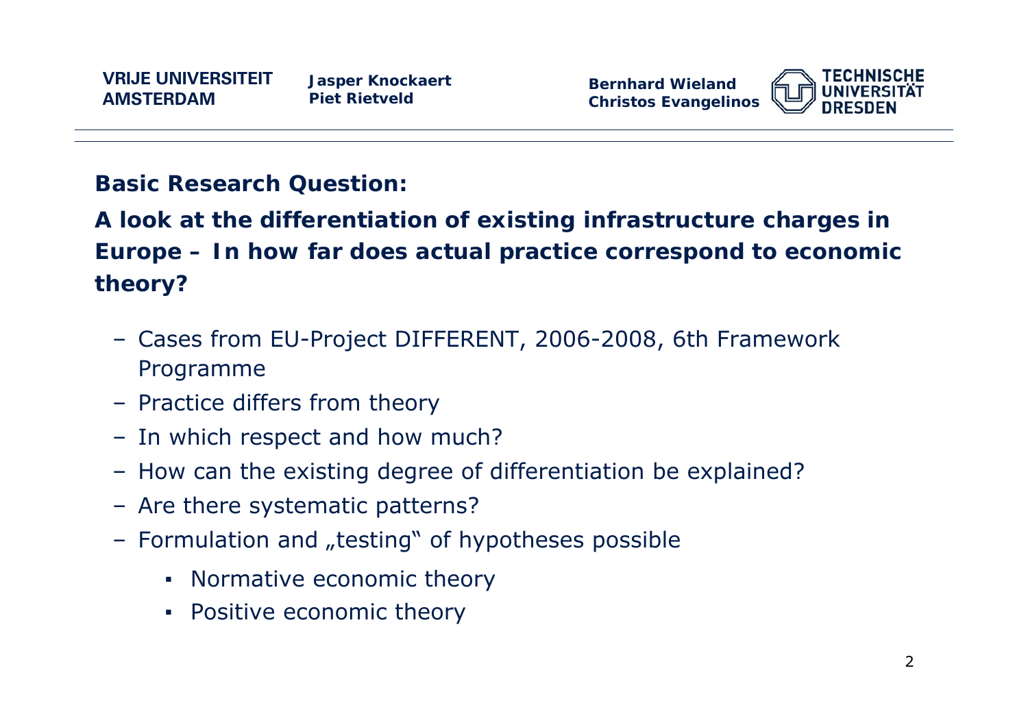**Basic Research Question:**

## A look at the differentiation of existing infrastructure charges in Europe – In how far does actual practice correspond to economic theory?

- Cases from EU-Project DIFFERENT, 2006-2008, 6th Framework Programme
- Practice differs from theory
- In which respect and how much?
- How can the existing degree of differentiation be explained?
- Are there systematic patterns?
- Formulation and „testing" of hypotheses possible
  - Normative economic theory
  - Positive economic theory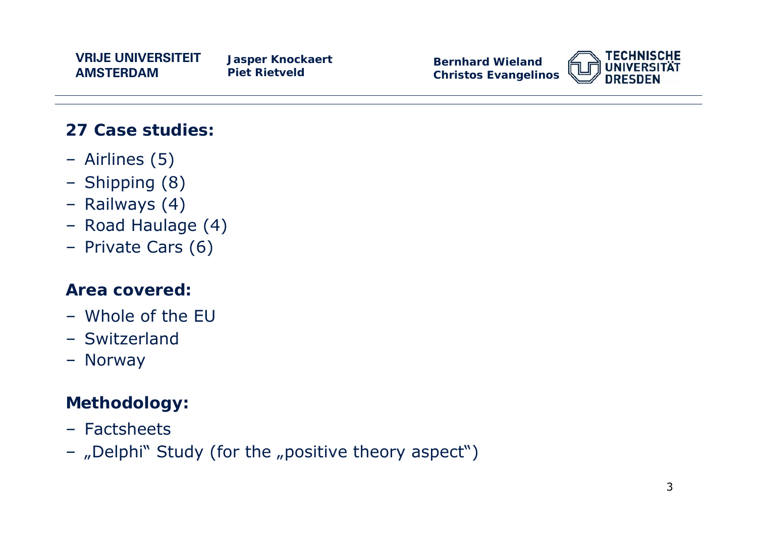## 27 Case studies:

- Airlines (5)
- Shipping (8)
- Railways (4)
- Road Haulage (4)
- Private Cars (6)

## Area covered:

- Whole of the EU
- Switzerland
- Norway

## Methodology:

- Factsheets
- „Delphi" Study (for the „positive theory aspect")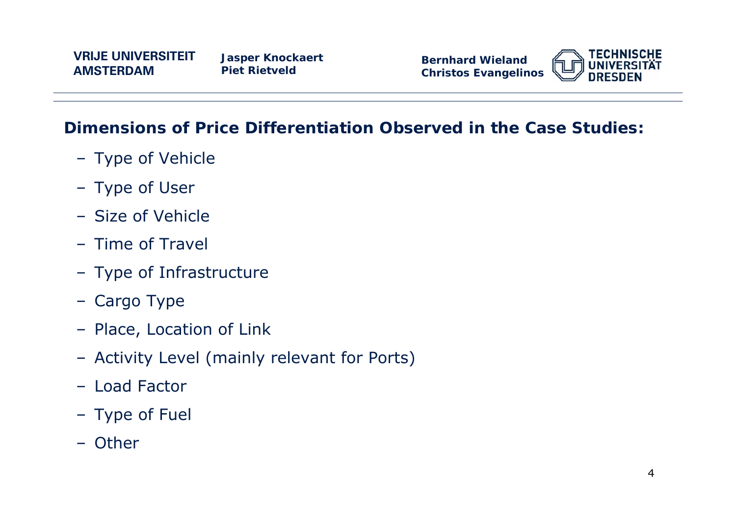## Dimensions of Price Differentiation Observed in the Case Studies:

- Type of Vehicle
- Type of User
- Size of Vehicle
- Time of Travel
- Type of Infrastructure
- Cargo Type
- Place, Location of Link
- Activity Level (mainly relevant for Ports)
- Load Factor
- Type of Fuel
- Other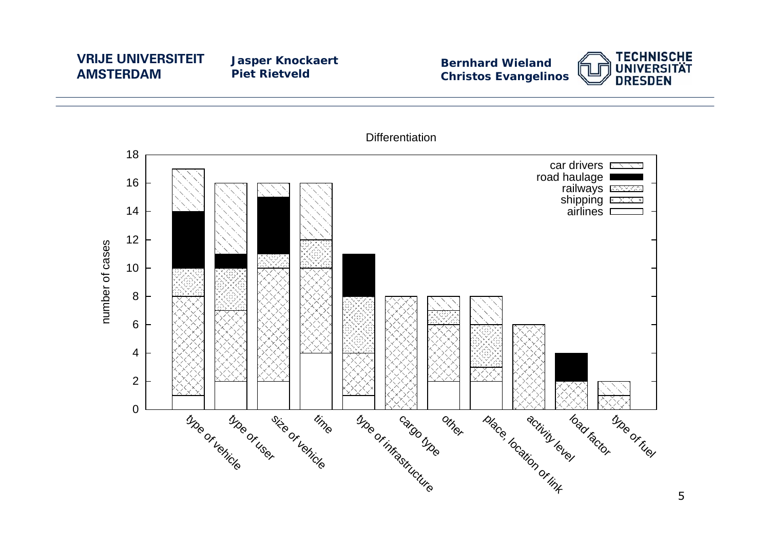**Differentiation**

| Differentiation | airlines | shipping | railways | road haulage | car drivers | Total number of cases |
|---|---|---|---|---|---|---|
| type of vehicle | 1 | 7 | 2 | 4 | 3 | 17 |
| type of user | 2 | 5 | 3 | 1 | 5 | 16 |
| size of vehicle | 2 | 8 | 1 | 4 | 1 | 16 |
| time | 4 | 6 | 2 | 0 | 4 | 16 |
| type of infrastructure | 1 | 3 | 4 | 3 | 0 | 11 |
| cargo type | 0 | 8 | 0 | 0 | 0 | 8 |
| other | 2 | 4 | 1 | 0 | 1 | 8 |
| place, location of link | 2 | 1 | 3 | 0 | 2 | 8 |
| activity level | 0 | 6 | 0 | 0 | 0 | 6 |
| load factor | 0 | 2 | 0 | 2 | 0 | 4 |
| type of fuel | 0 | 1 | 0 | 0 | 1 | 2 |

Y-axis: number of cases (0–18)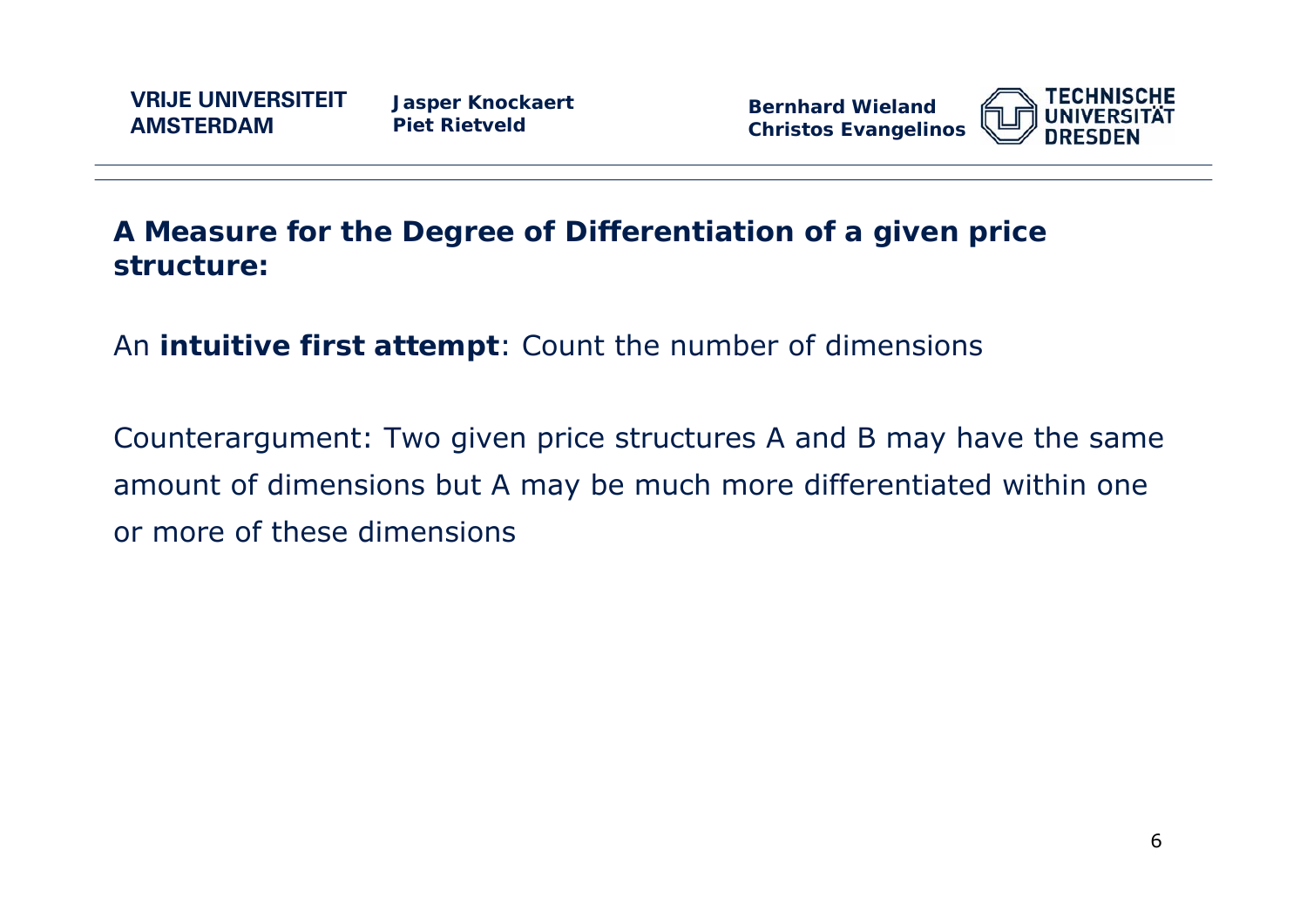## A Measure for the Degree of Differentiation of a given price structure:

An **intuitive first attempt**: Count the number of dimensions

Counterargument: Two given price structures A and B may have the same amount of dimensions but A may be much more differentiated within one or more of these dimensions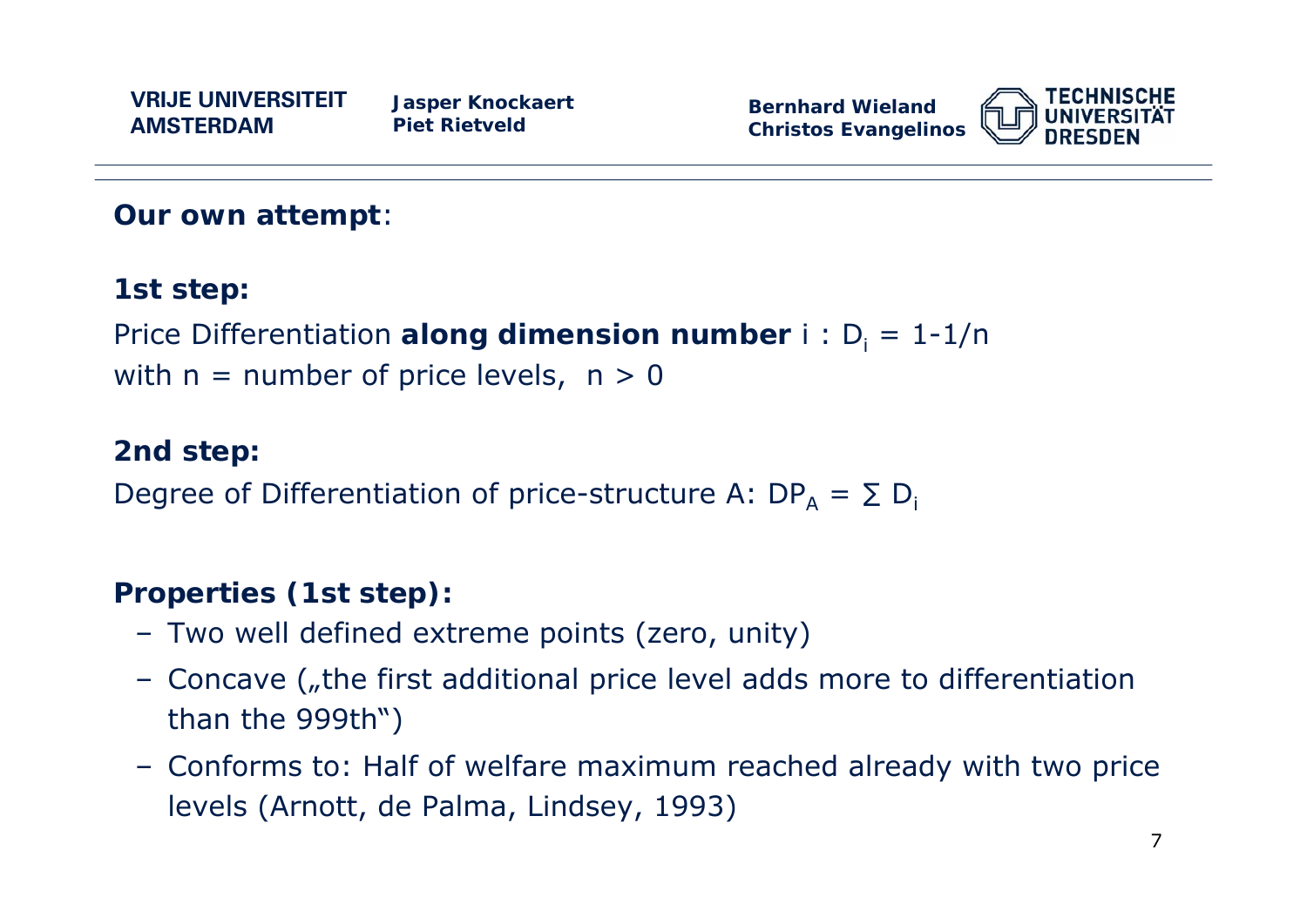**Our own attempt**:

**1st step:**

Price Differentiation **along dimension number** i : $D_i = 1\text{-}1/n$
with n = number of price levels, $n > 0$

**2nd step:**

Degree of Differentiation of price-structure A: $DP_A = \sum D_i$

**Properties (1st step):**

- Two well defined extreme points (zero, unity)
- Concave („the first additional price level adds more to differentiation than the 999th")
- Conforms to: Half of welfare maximum reached already with two price levels (Arnott, de Palma, Lindsey, 1993)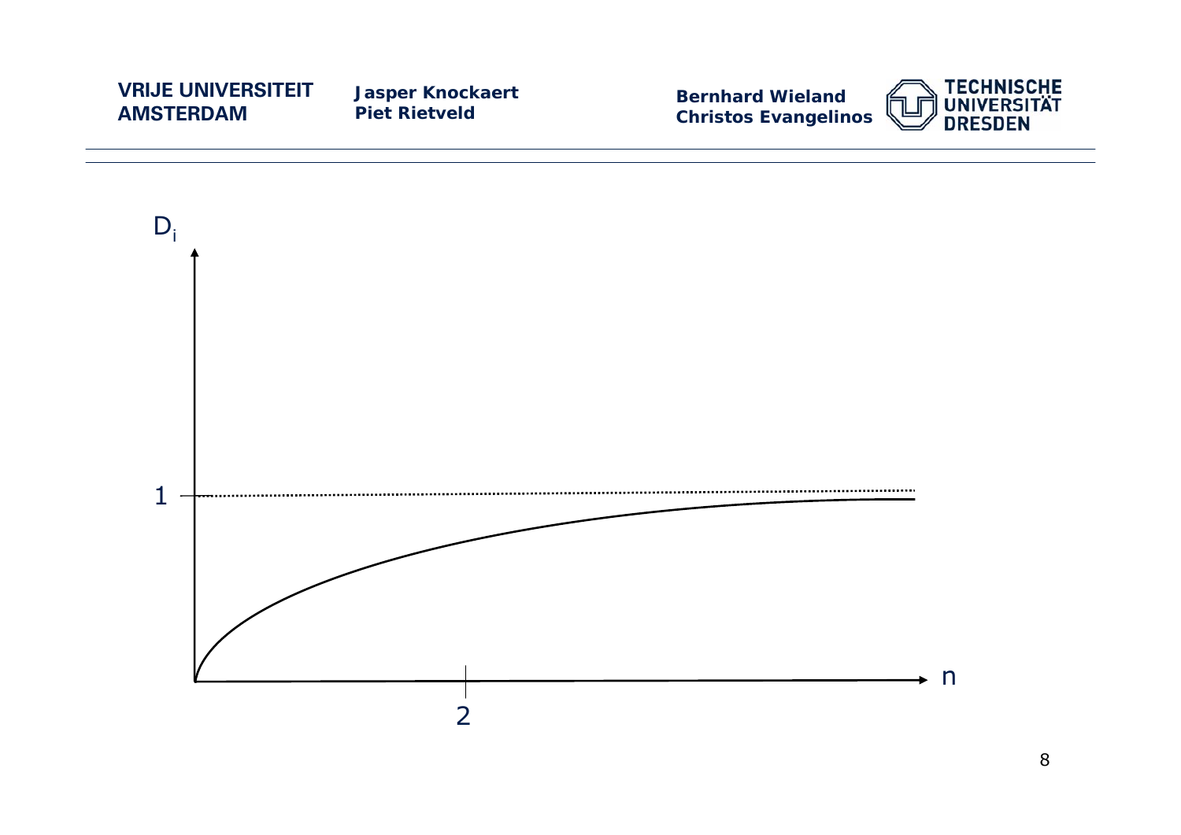$D_i$

1

2

n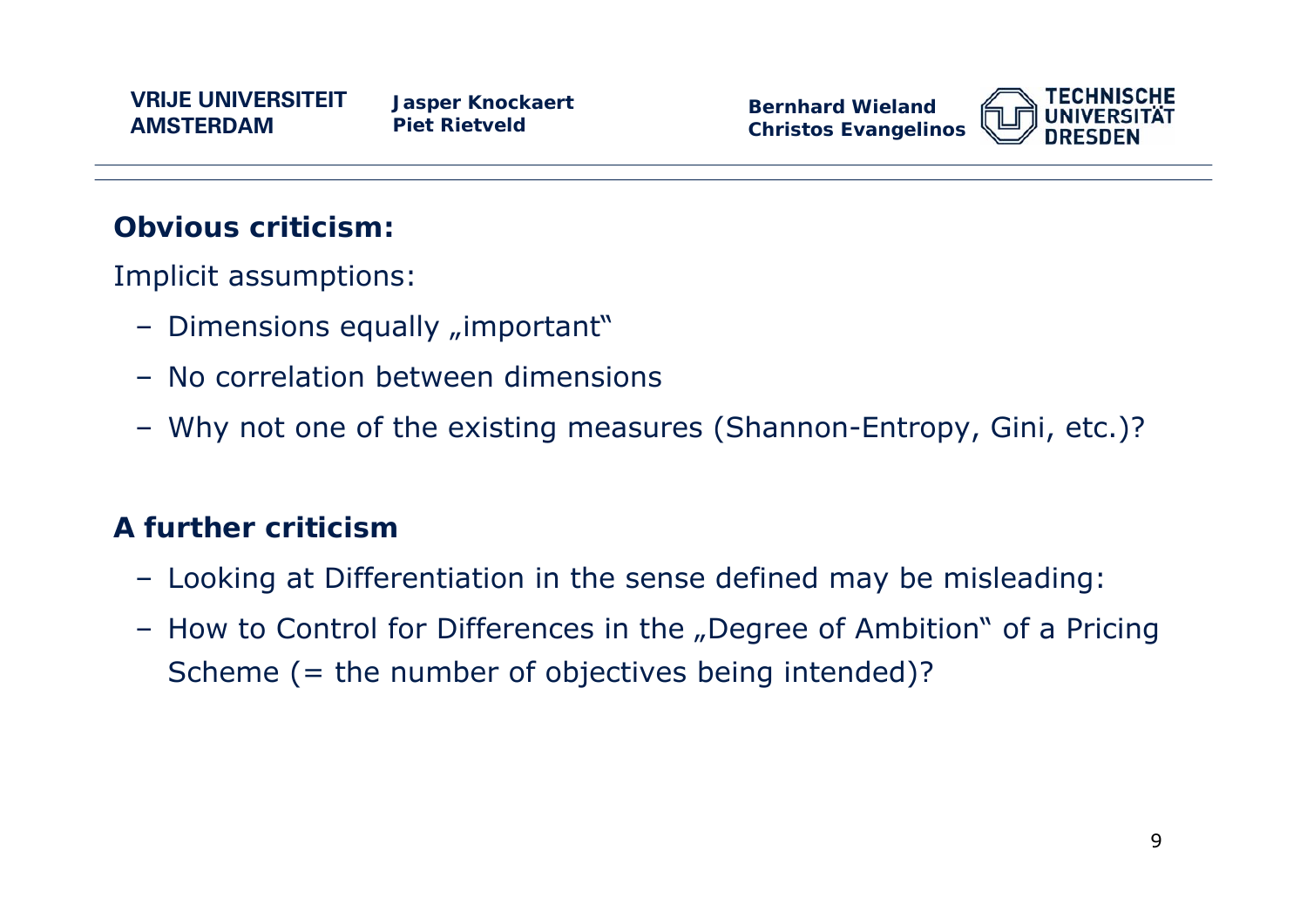**Obvious criticism:**

Implicit assumptions:

- Dimensions equally „important"
- No correlation between dimensions
- Why not one of the existing measures (Shannon-Entropy, Gini, etc.)?

**A further criticism**

- Looking at Differentiation in the sense defined may be misleading:
- How to Control for Differences in the „Degree of Ambition" of a Pricing Scheme (= the number of objectives being intended)?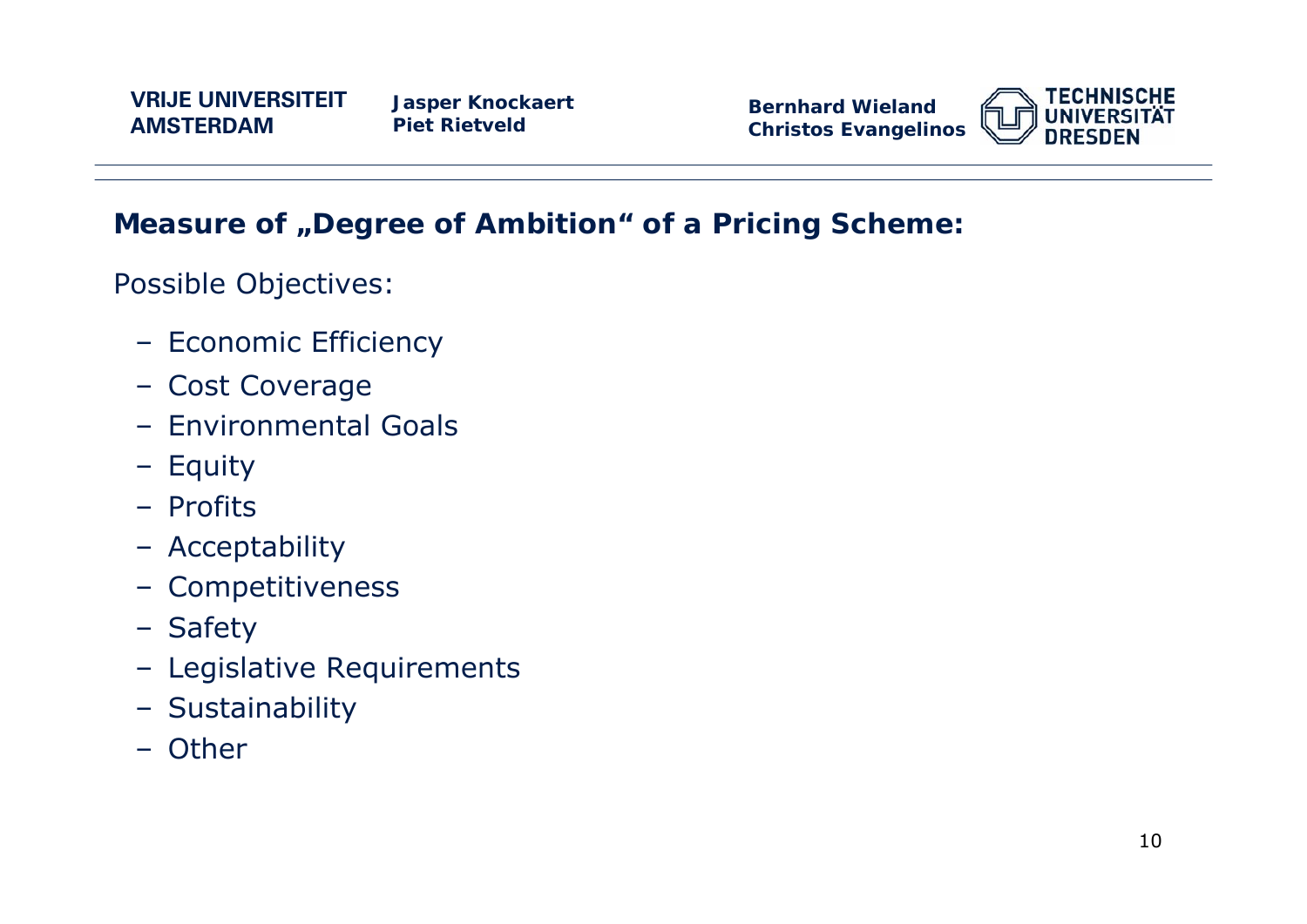## Measure of „Degree of Ambition“ of a Pricing Scheme:

Possible Objectives:

- Economic Efficiency
- Cost Coverage
- Environmental Goals
- Equity
- Profits
- Acceptability
- Competitiveness
- Safety
- Legislative Requirements
- Sustainability
- Other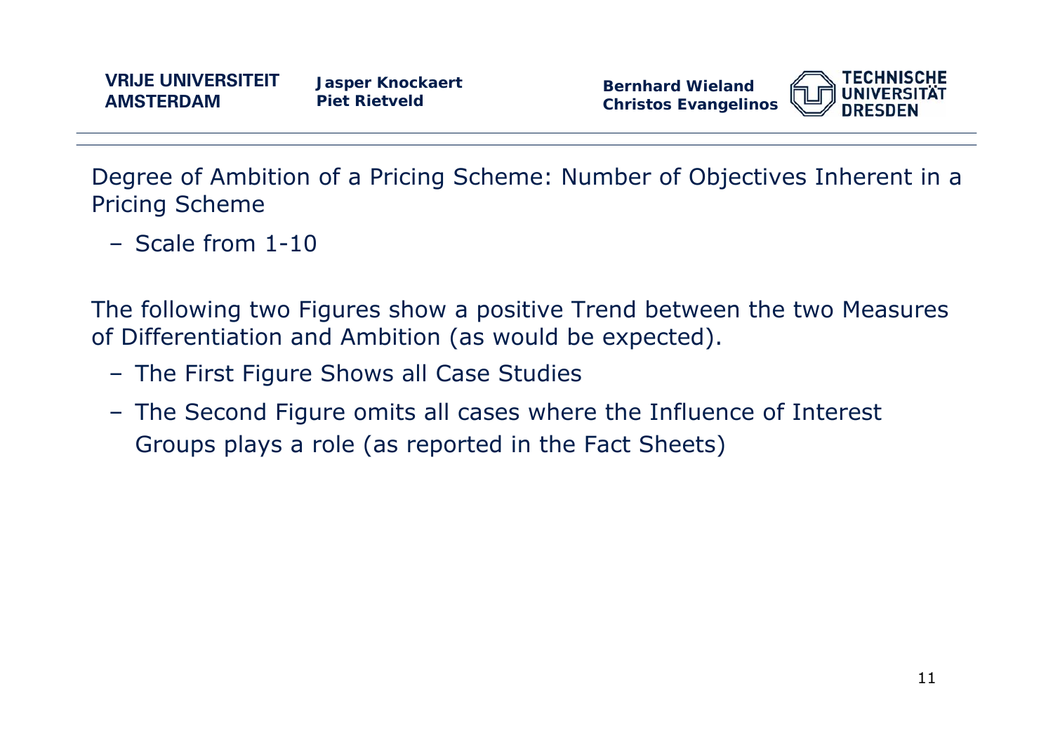Degree of Ambition of a Pricing Scheme: Number of Objectives Inherent in a Pricing Scheme

- Scale from 1-10

The following two Figures show a positive Trend between the two Measures of Differentiation and Ambition (as would be expected).

- The First Figure Shows all Case Studies
- The Second Figure omits all cases where the Influence of Interest Groups plays a role (as reported in the Fact Sheets)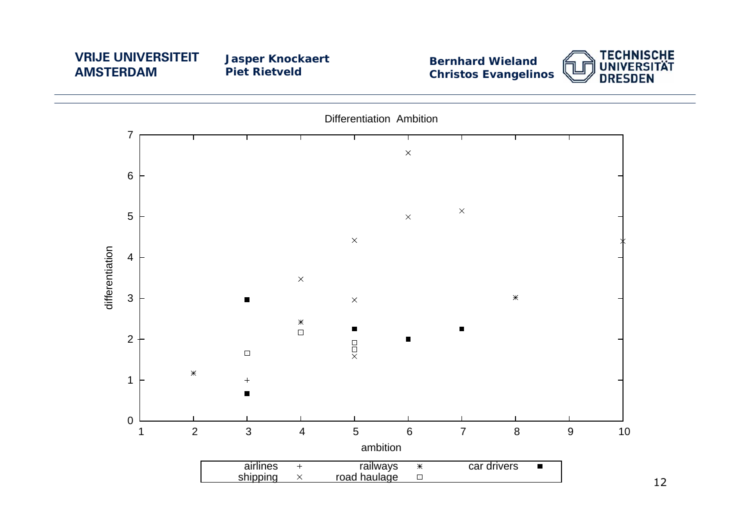Differentiation Ambition

differentiation

ambition

airlines + railways ⁎ car drivers ■
shipping × road haulage □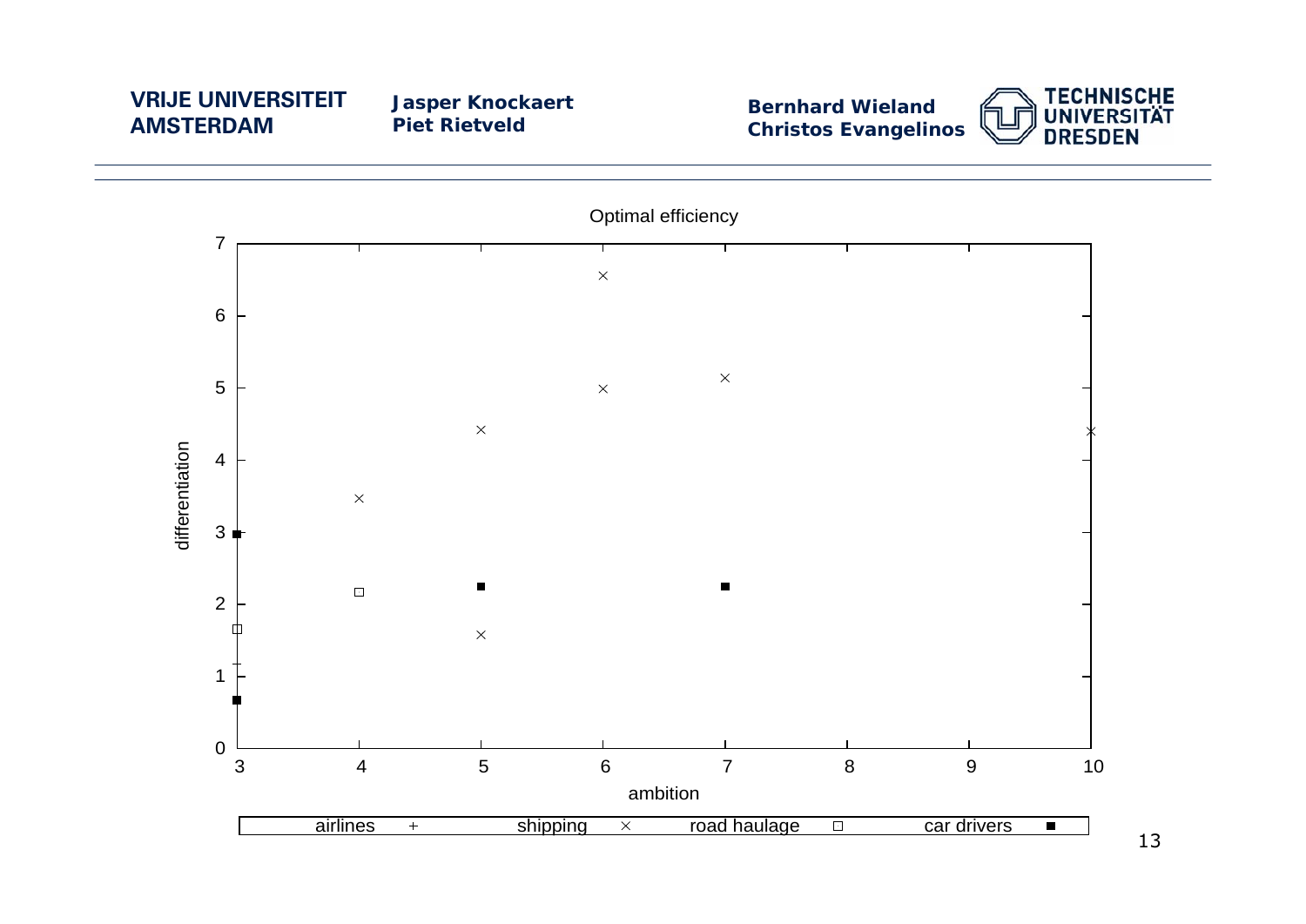Optimal efficiency

differentiation

ambition

airlines + shipping × road haulage □ car drivers ■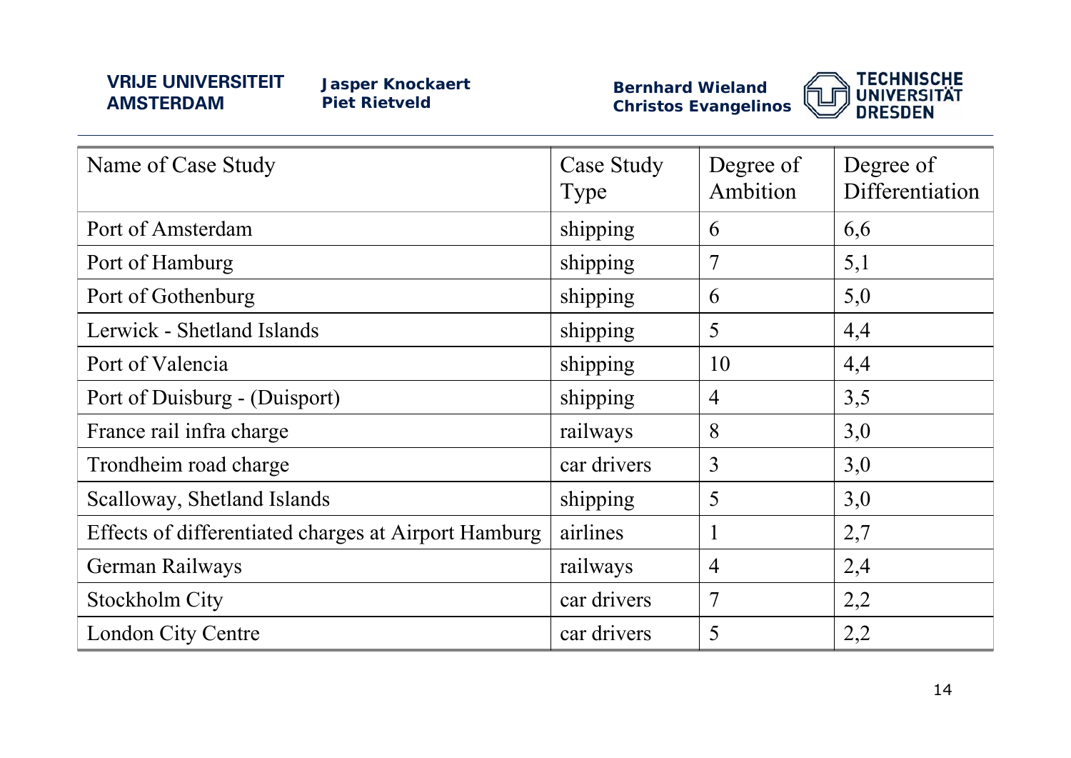| Name of Case Study | Case Study Type | Degree of Ambition | Degree of Differentiation |
|---|---|---|---|
| Port of Amsterdam | shipping | 6 | 6,6 |
| Port of Hamburg | shipping | 7 | 5,1 |
| Port of Gothenburg | shipping | 6 | 5,0 |
| Lerwick - Shetland Islands | shipping | 5 | 4,4 |
| Port of Valencia | shipping | 10 | 4,4 |
| Port of Duisburg - (Duisport) | shipping | 4 | 3,5 |
| France rail infra charge | railways | 8 | 3,0 |
| Trondheim road charge | car drivers | 3 | 3,0 |
| Scalloway, Shetland Islands | shipping | 5 | 3,0 |
| Effects of differentiated charges at Airport Hamburg | airlines | 1 | 2,7 |
| German Railways | railways | 4 | 2,4 |
| Stockholm City | car drivers | 7 | 2,2 |
| London City Centre | car drivers | 5 | 2,2 |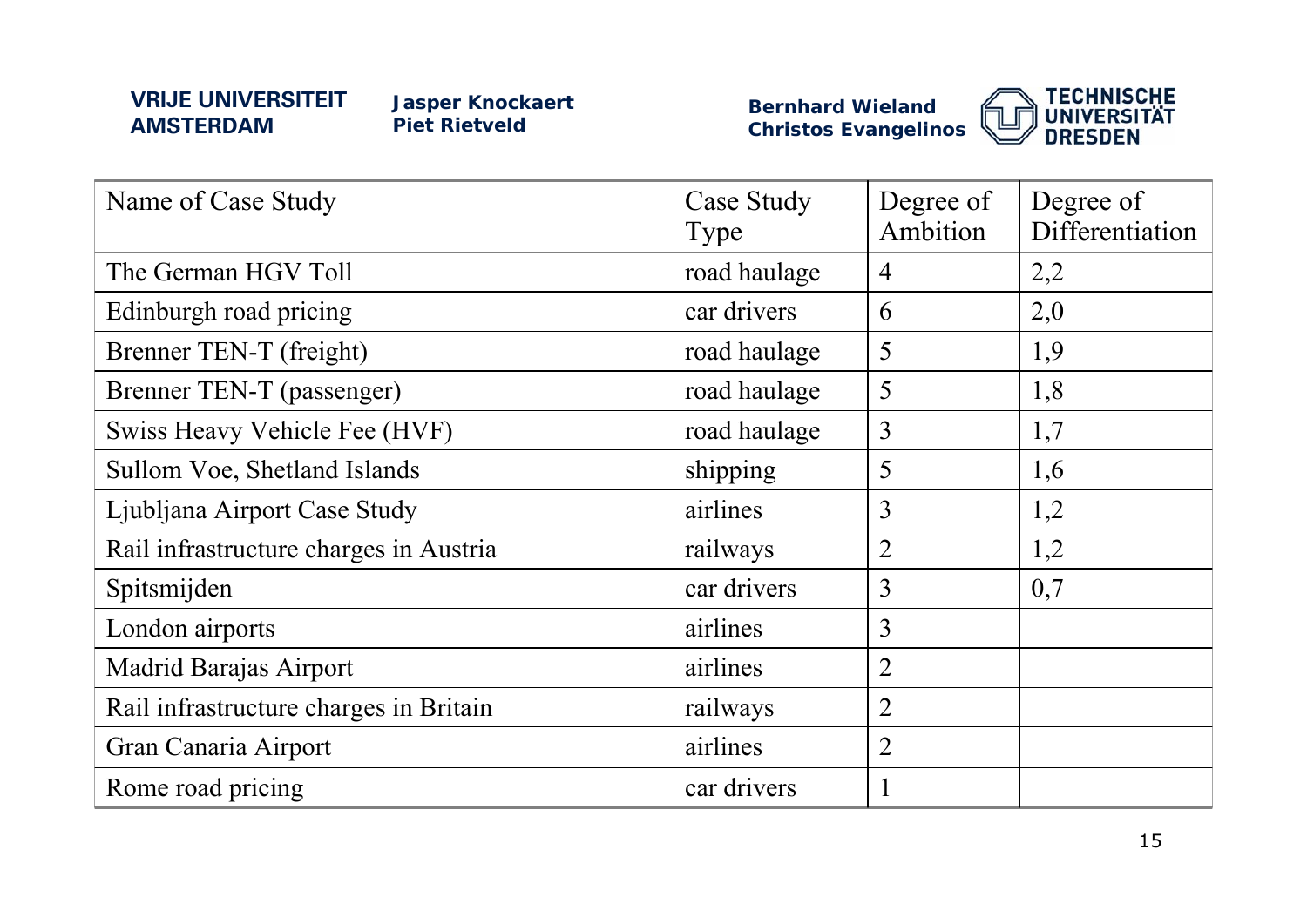| Name of Case Study | Case Study Type | Degree of Ambition | Degree of Differentiation |
|---|---|---|---|
| The German HGV Toll | road haulage | 4 | 2,2 |
| Edinburgh road pricing | car drivers | 6 | 2,0 |
| Brenner TEN-T (freight) | road haulage | 5 | 1,9 |
| Brenner TEN-T (passenger) | road haulage | 5 | 1,8 |
| Swiss Heavy Vehicle Fee (HVF) | road haulage | 3 | 1,7 |
| Sullom Voe, Shetland Islands | shipping | 5 | 1,6 |
| Ljubljana Airport Case Study | airlines | 3 | 1,2 |
| Rail infrastructure charges in Austria | railways | 2 | 1,2 |
| Spitsmijden | car drivers | 3 | 0,7 |
| London airports | airlines | 3 | |
| Madrid Barajas Airport | airlines | 2 | |
| Rail infrastructure charges in Britain | railways | 2 | |
| Gran Canaria Airport | airlines | 2 | |
| Rome road pricing | car drivers | 1 | |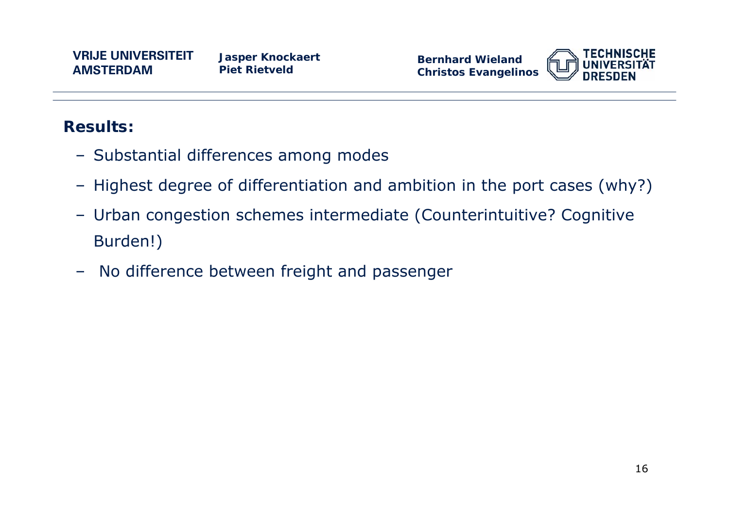## Results:

- Substantial differences among modes
- Highest degree of differentiation and ambition in the port cases (why?)
- Urban congestion schemes intermediate (Counterintuitive? Cognitive Burden!)
- No difference between freight and passenger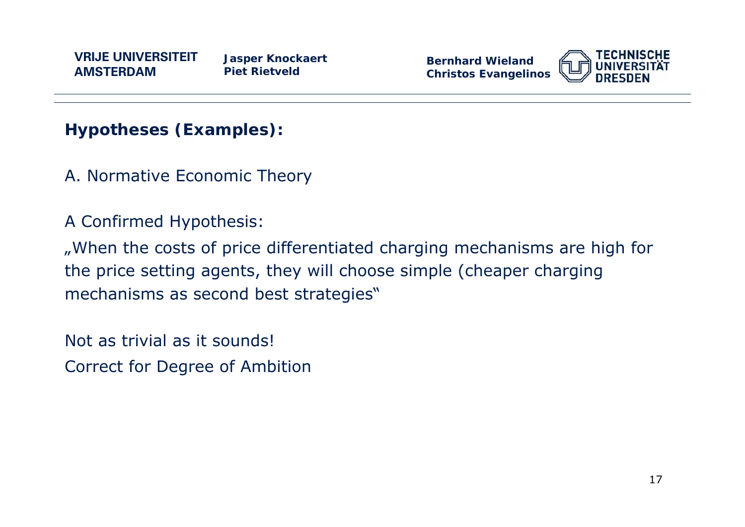## Hypotheses (Examples):

A. Normative Economic Theory

A Confirmed Hypothesis:

„When the costs of price differentiated charging mechanisms are high for the price setting agents, they will choose simple (cheaper charging mechanisms as second best strategies"

Not as trivial as it sounds!
Correct for Degree of Ambition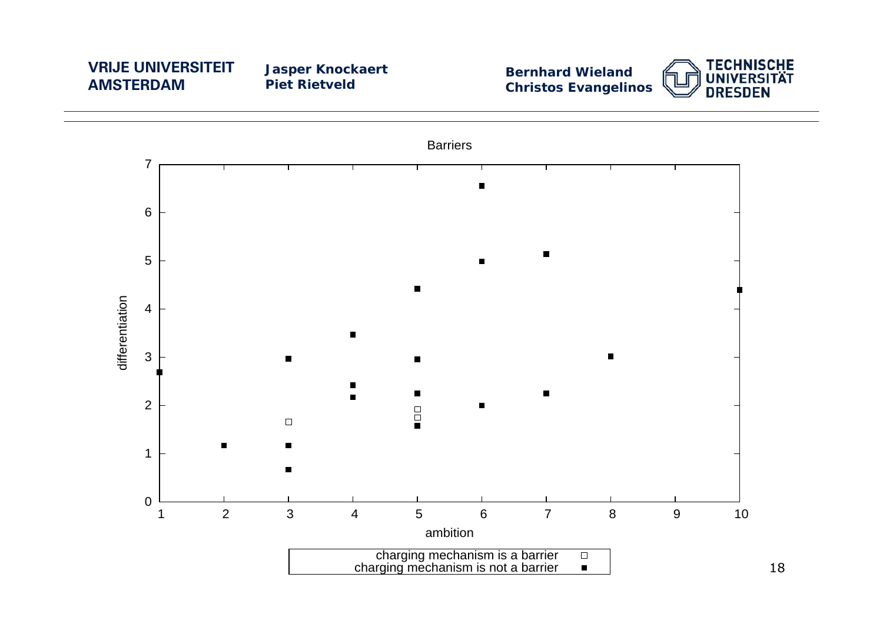Barriers

differentiation

ambition

charging mechanism is a barrier □
charging mechanism is not a barrier ■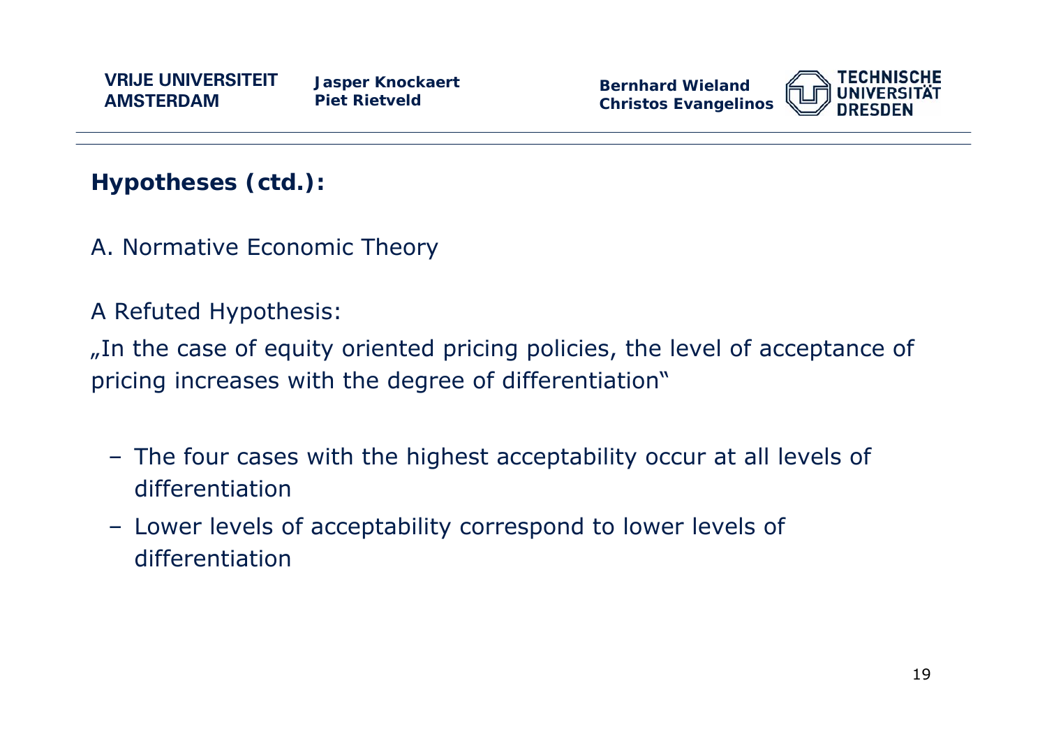## Hypotheses (ctd.):

A. Normative Economic Theory

A Refuted Hypothesis:

„In the case of equity oriented pricing policies, the level of acceptance of pricing increases with the degree of differentiation"

- The four cases with the highest acceptability occur at all levels of differentiation
- Lower levels of acceptability correspond to lower levels of differentiation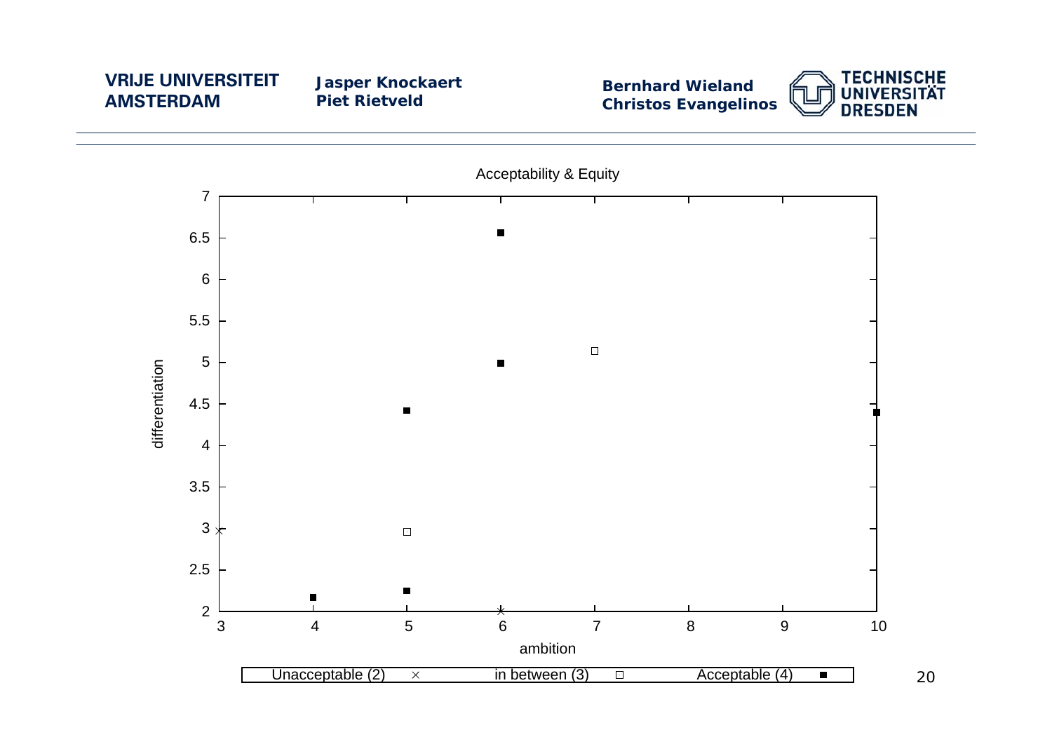Acceptability & Equity

ambition

differentiation

Unacceptable (2) × in between (3) □ Acceptable (4) ■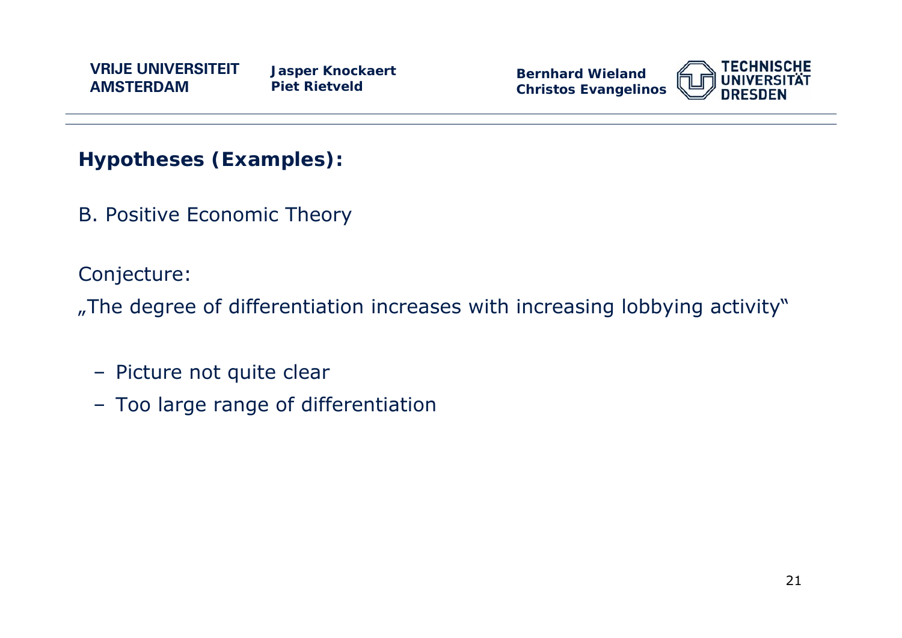## Hypotheses (Examples):

B. Positive Economic Theory

Conjecture:

„The degree of differentiation increases with increasing lobbying activity"

- Picture not quite clear
- Too large range of differentiation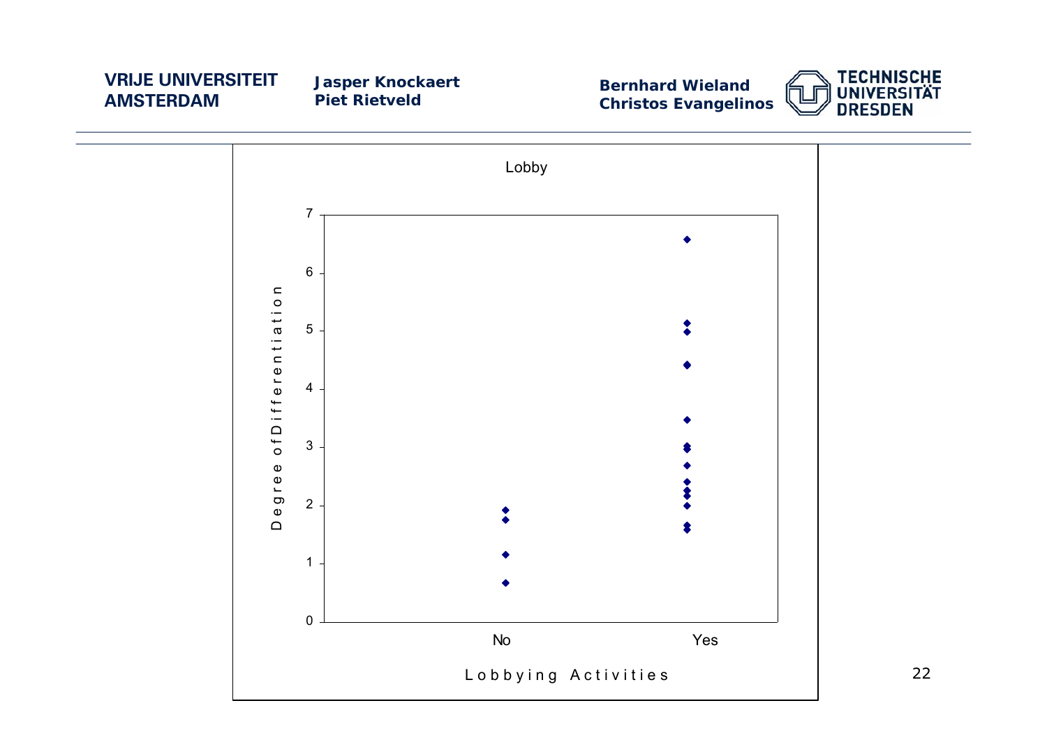Lobby

| Lobbying Activities | Degree of Differentiation |
| --- | --- |
| No | 1.92 |
| No | 1.75 |
| No | 1.15 |
| No | 0.67 |
| Yes | 6.57 |
| Yes | 5.13 |
| Yes | 4.98 |
| Yes | 4.42 |
| Yes | 4.41 |
| Yes | 3.46 |
| Yes | 3.02 |
| Yes | 2.97 |
| Yes | 2.68 |
| Yes | 2.40 |
| Yes | 2.25 |
| Yes | 2.16 |
| Yes | 2.00 |
| Yes | 1.65 |
| Yes | 1.58 |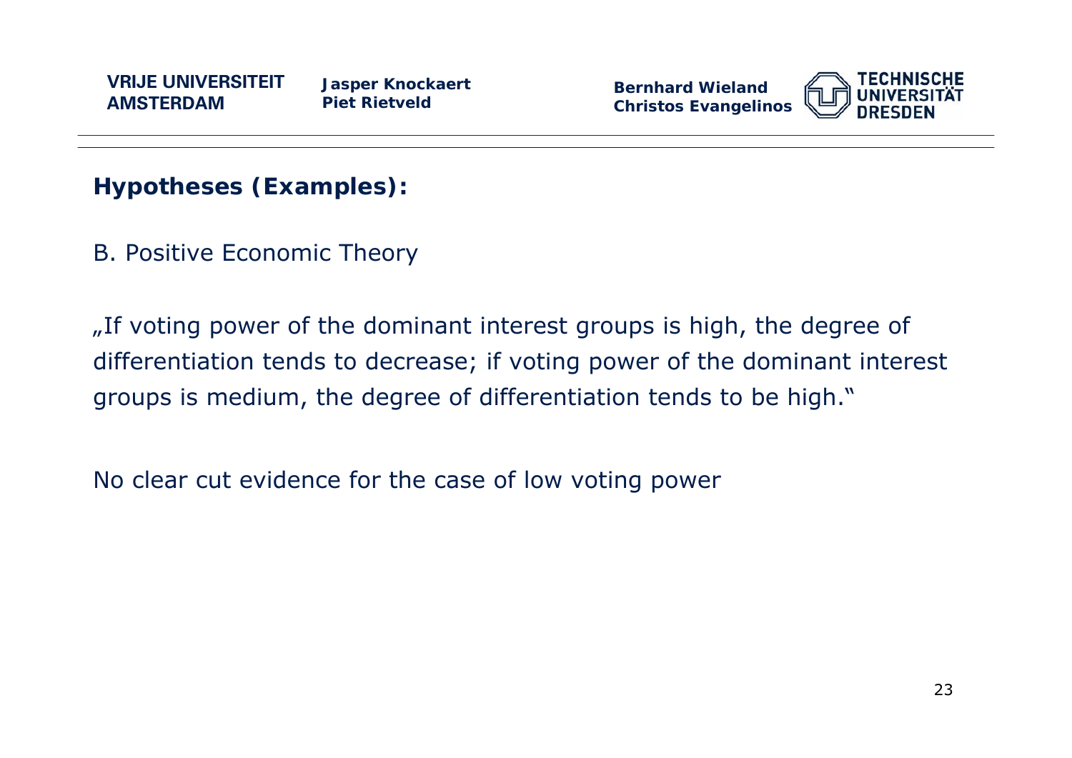## Hypotheses (Examples):

B. Positive Economic Theory

„If voting power of the dominant interest groups is high, the degree of differentiation tends to decrease; if voting power of the dominant interest groups is medium, the degree of differentiation tends to be high."

No clear cut evidence for the case of low voting power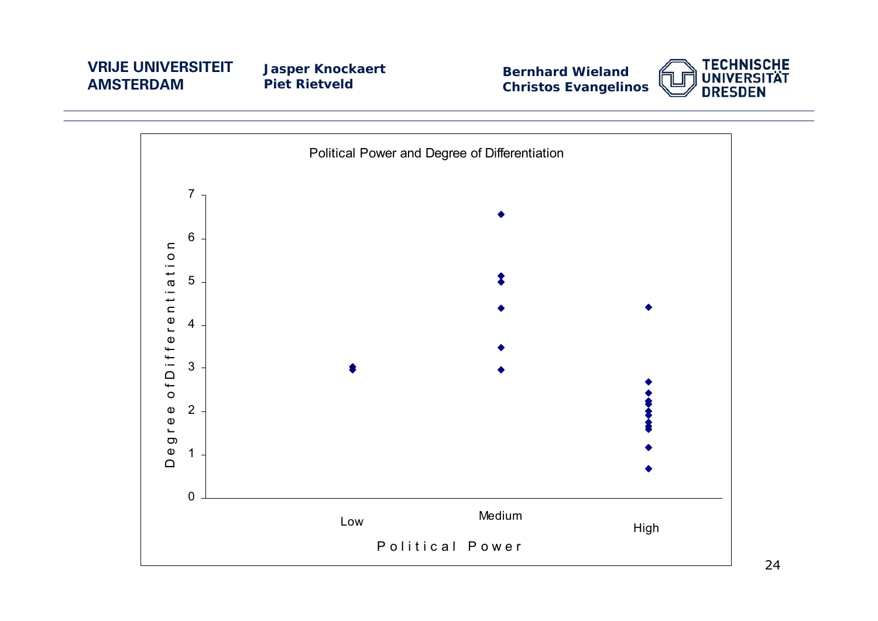Political Power and Degree of Differentiation

Degree of Differentiation

Political Power

Low

Medium

High

0 1 2 3 4 5 6 7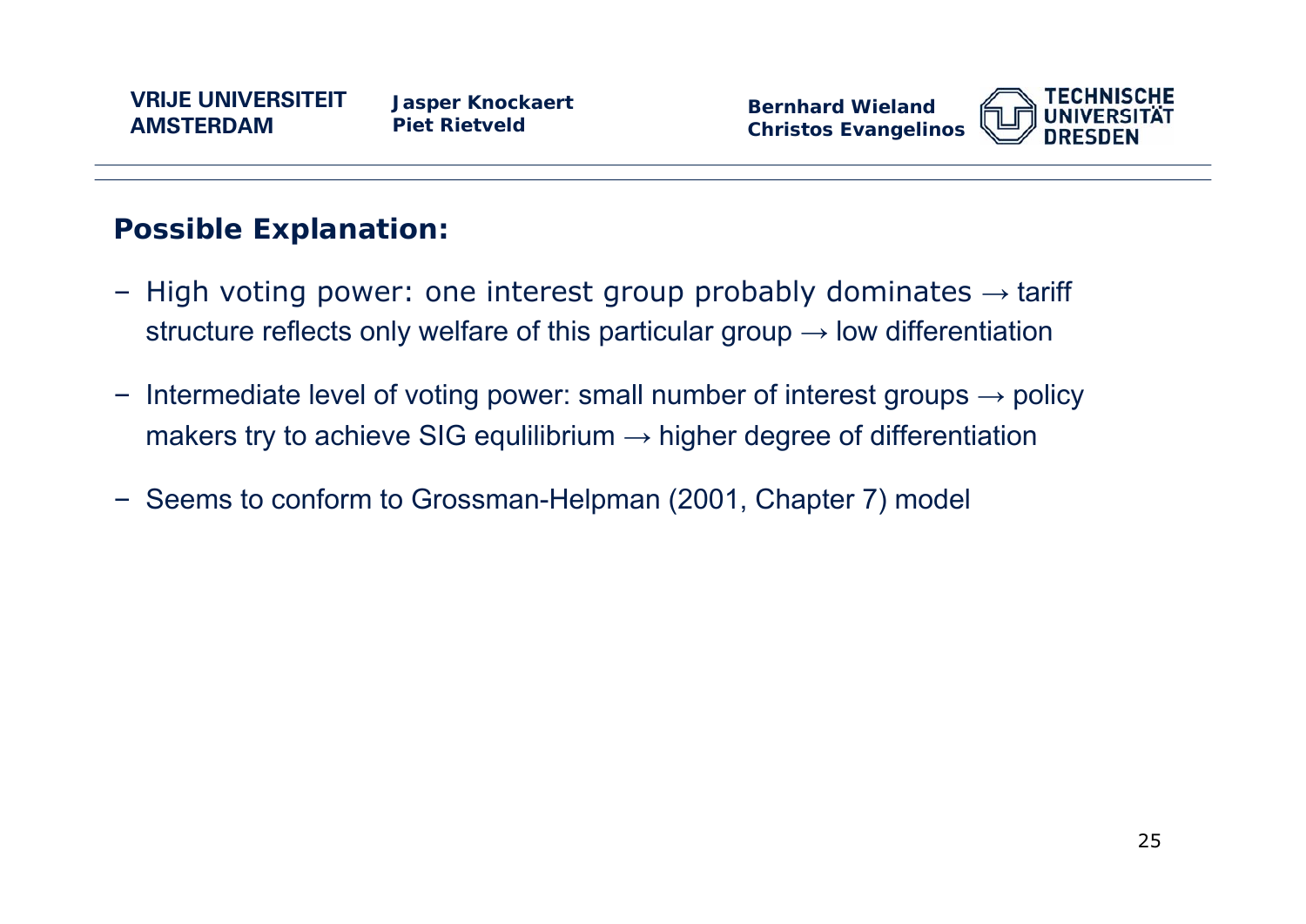## Possible Explanation:

- High voting power: one interest group probably dominates → tariff structure reflects only welfare of this particular group → low differentiation
- Intermediate level of voting power: small number of interest groups → policy makers try to achieve SIG equlilibrium → higher degree of differentiation
- Seems to conform to Grossman-Helpman (2001, Chapter 7) model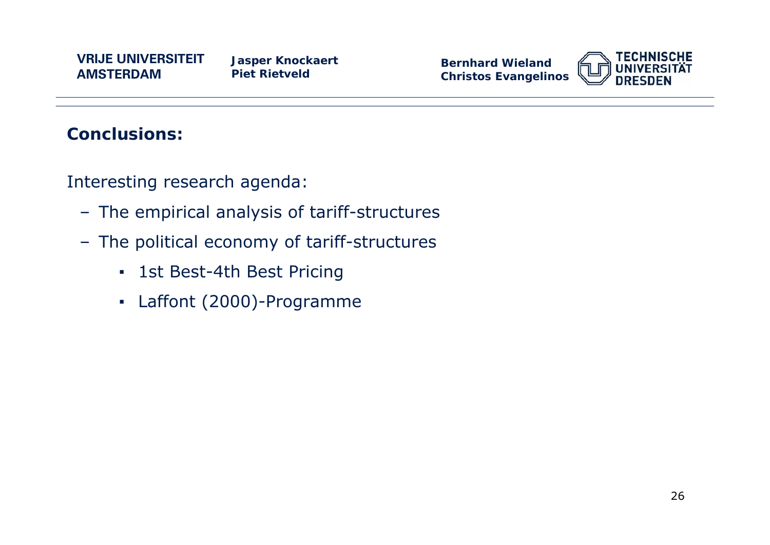## Conclusions:

Interesting research agenda:

- The empirical analysis of tariff-structures
- The political economy of tariff-structures
  - 1st Best-4th Best Pricing
  - Laffont (2000)-Programme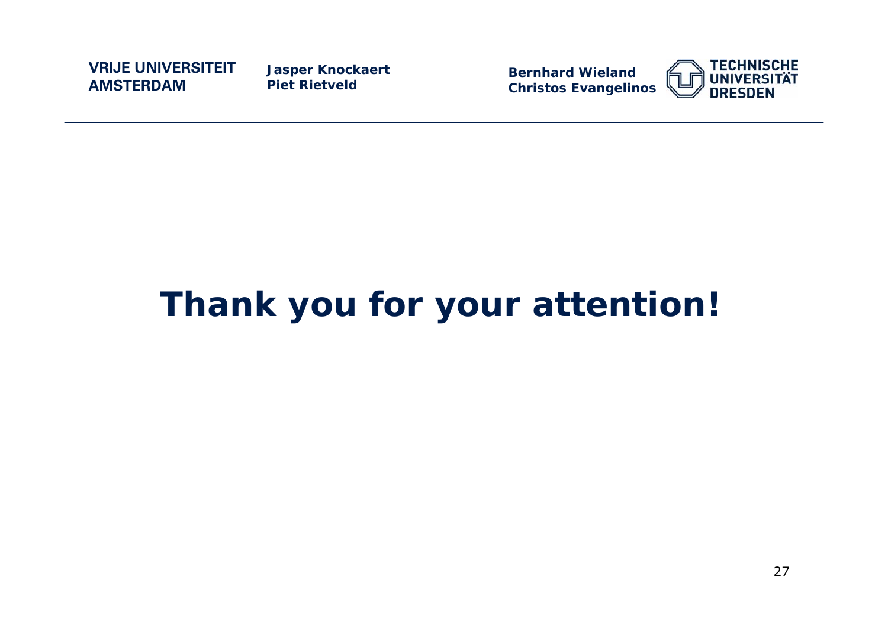# Thank you for your attention!